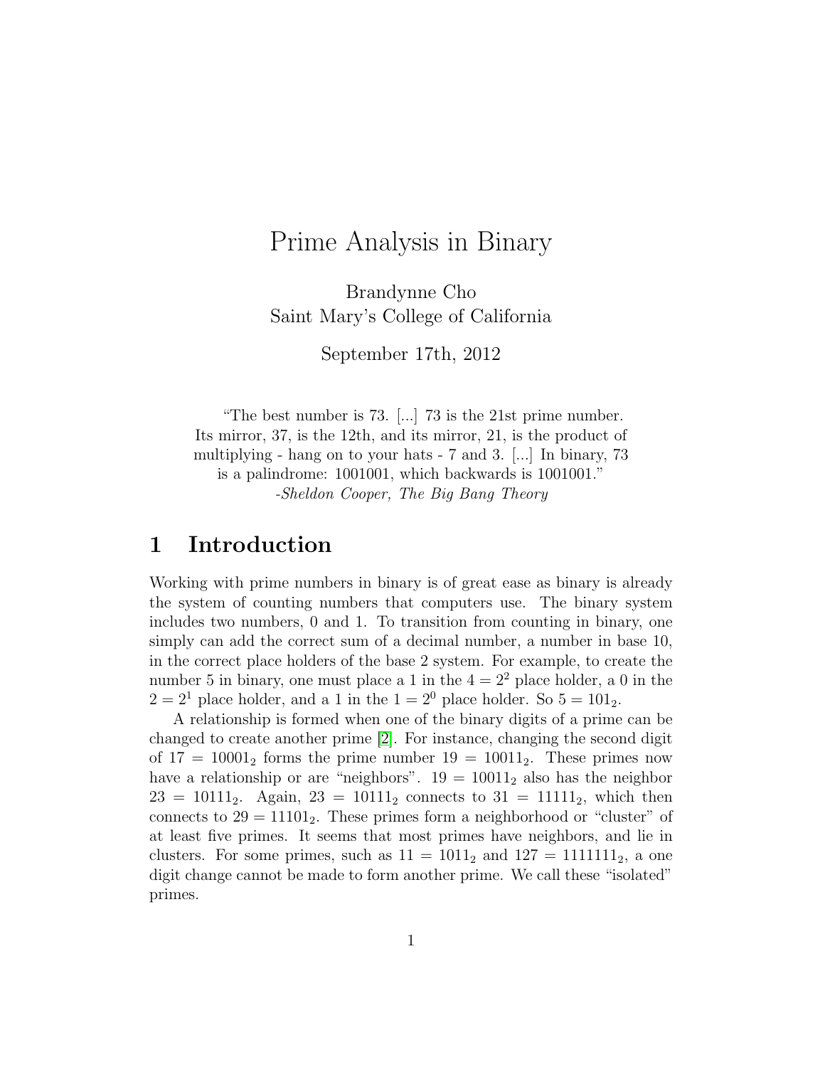# Prime Analysis in Binary

Brandynne Cho
Saint Mary's College of California

September 17th, 2012

> "The best number is 73. [...] 73 is the 21st prime number. Its mirror, 37, is the 12th, and its mirror, 21, is the product of multiplying - hang on to your hats - 7 and 3. [...] In binary, 73 is a palindrome: 1001001, which backwards is 1001001."
> -*Sheldon Cooper, The Big Bang Theory*

## 1 Introduction

Working with prime numbers in binary is of great ease as binary is already the system of counting numbers that computers use. The binary system includes two numbers, 0 and 1. To transition from counting in binary, one simply can add the correct sum of a decimal number, a number in base 10, in the correct place holders of the base 2 system. For example, to create the number 5 in binary, one must place a 1 in the $4 = 2^2$ place holder, a 0 in the $2 = 2^1$ place holder, and a 1 in the $1 = 2^0$ place holder. So $5 = 101_2$.

A relationship is formed when one of the binary digits of a prime can be changed to create another prime [2]. For instance, changing the second digit of $17 = 10001_2$ forms the prime number $19 = 10011_2$. These primes now have a relationship or are "neighbors". $19 = 10011_2$ also has the neighbor $23 = 10111_2$. Again, $23 = 10111_2$ connects to $31 = 11111_2$, which then connects to $29 = 11101_2$. These primes form a neighborhood or "cluster" of at least five primes. It seems that most primes have neighbors, and lie in clusters. For some primes, such as $11 = 1011_2$ and $127 = 1111111_2$, a one digit change cannot be made to form another prime. We call these "isolated" primes.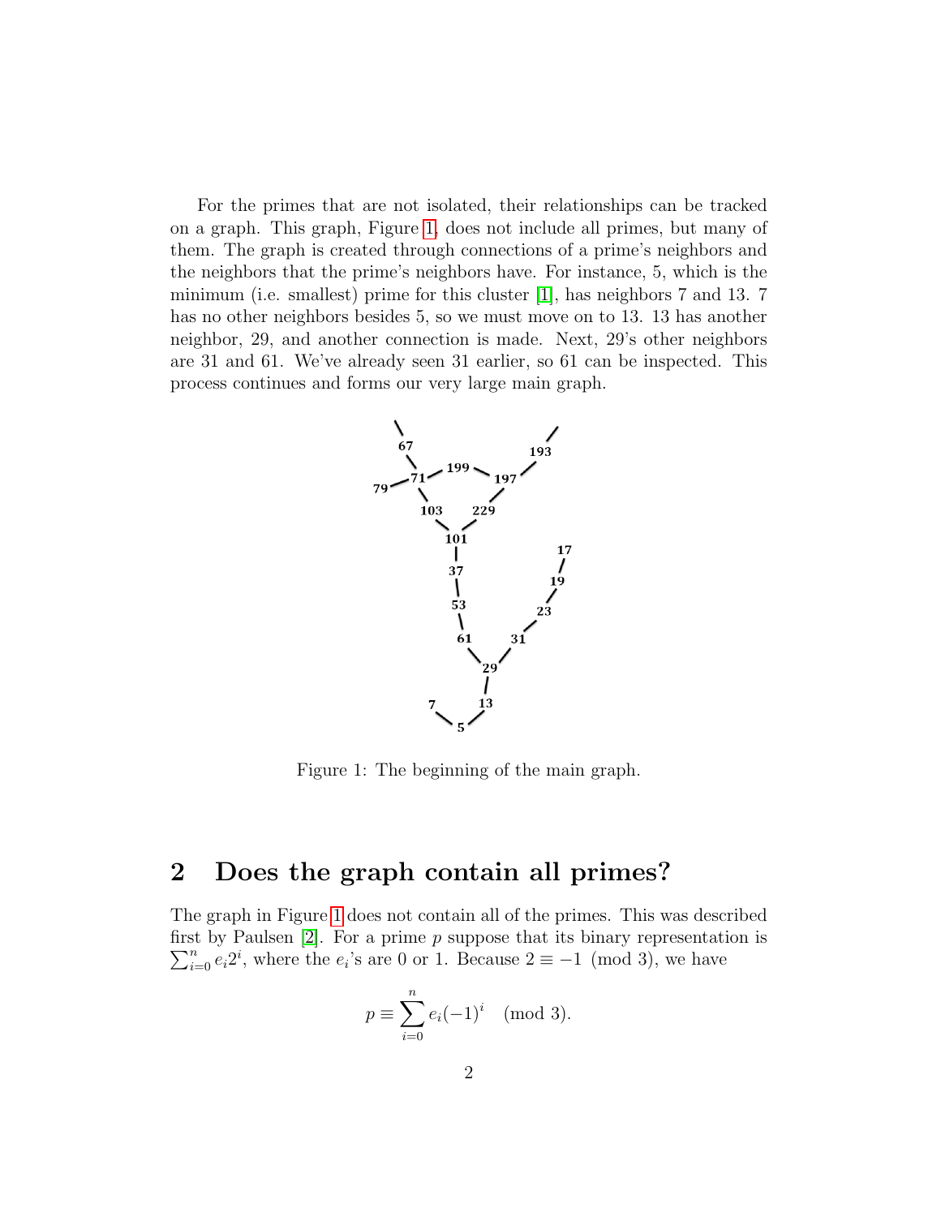For the primes that are not isolated, their relationships can be tracked on a graph. This graph, Figure 1, does not include all primes, but many of them. The graph is created through connections of a prime's neighbors and the neighbors that the prime's neighbors have. For instance, 5, which is the minimum (i.e. smallest) prime for this cluster [1], has neighbors 7 and 13. 7 has no other neighbors besides 5, so we must move on to 13. 13 has another neighbor, 29, and another connection is made. Next, 29's other neighbors are 31 and 61. We've already seen 31 earlier, so 61 can be inspected. This process continues and forms our very large main graph.

Figure 1: The beginning of the main graph.

## 2 Does the graph contain all primes?

The graph in Figure 1 does not contain all of the primes. This was described first by Paulsen [2]. For a prime $p$ suppose that its binary representation is $\sum_{i=0}^{n} e_i 2^i$, where the $e_i$'s are 0 or 1. Because $2 \equiv -1 \pmod 3$, we have

$$p \equiv \sum_{i=0}^{n} e_i (-1)^i \pmod 3.$$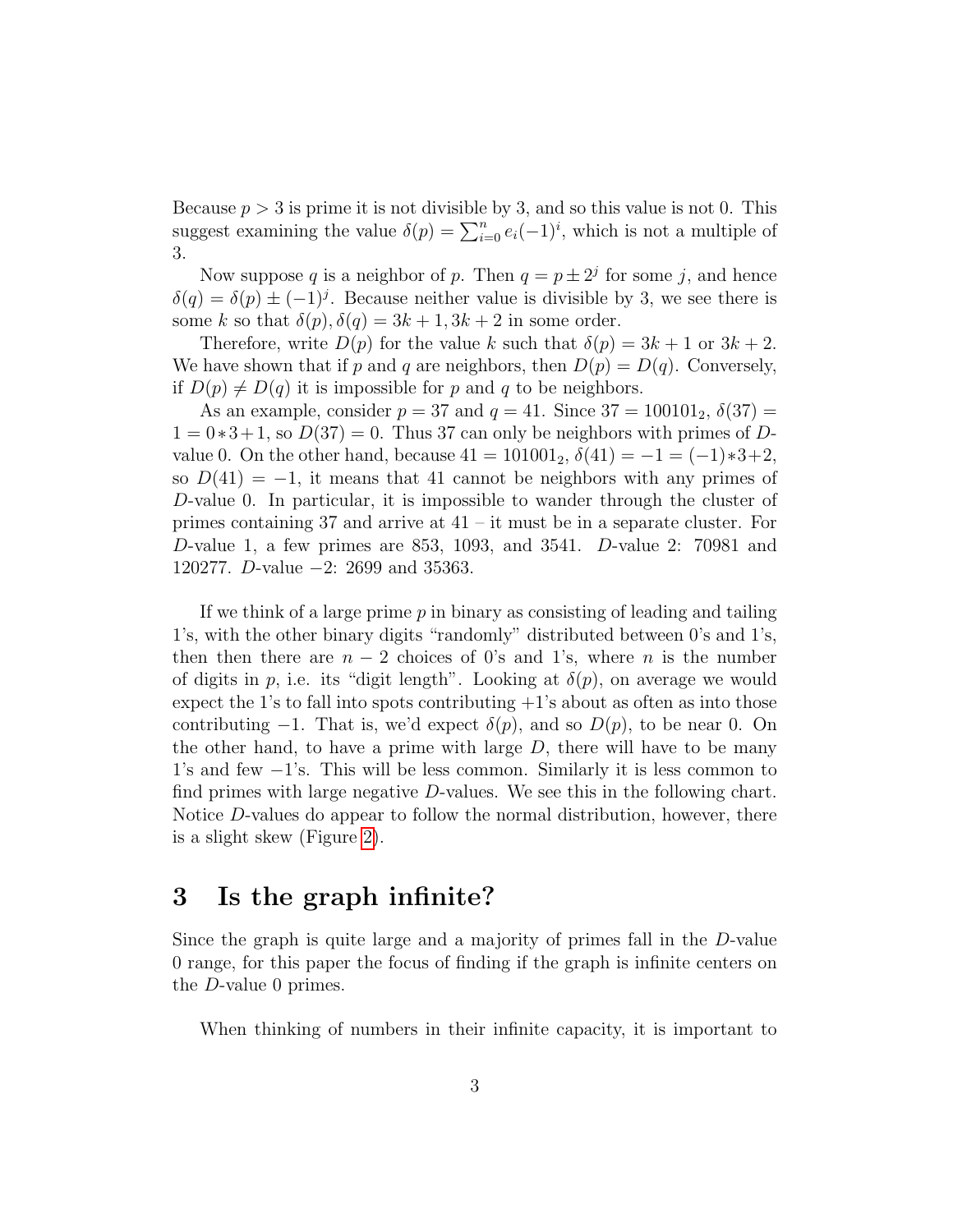Because $p > 3$ is prime it is not divisible by 3, and so this value is not 0. This suggest examining the value $\delta(p) = \sum_{i=0}^{n} e_i(-1)^i$, which is not a multiple of 3.

Now suppose $q$ is a neighbor of $p$. Then $q = p \pm 2^j$ for some $j$, and hence $\delta(q) = \delta(p) \pm (-1)^j$. Because neither value is divisible by 3, we see there is some $k$ so that $\delta(p), \delta(q) = 3k+1, 3k+2$ in some order.

Therefore, write $D(p)$ for the value $k$ such that $\delta(p) = 3k+1$ or $3k+2$. We have shown that if $p$ and $q$ are neighbors, then $D(p) = D(q)$. Conversely, if $D(p) \neq D(q)$ it is impossible for $p$ and $q$ to be neighbors.

As an example, consider $p = 37$ and $q = 41$. Since $37 = 100101_2$, $\delta(37) = 1 = 0*3+1$, so $D(37) = 0$. Thus 37 can only be neighbors with primes of $D$-value 0. On the other hand, because $41 = 101001_2$, $\delta(41) = -1 = (-1)*3+2$, so $D(41) = -1$, it means that 41 cannot be neighbors with any primes of $D$-value 0. In particular, it is impossible to wander through the cluster of primes containing 37 and arrive at 41 – it must be in a separate cluster. For $D$-value 1, a few primes are 853, 1093, and 3541. $D$-value 2: 70981 and 120277. $D$-value $-2$: 2699 and 35363.

If we think of a large prime $p$ in binary as consisting of leading and tailing 1's, with the other binary digits "randomly" distributed between 0's and 1's, then then there are $n-2$ choices of 0's and 1's, where $n$ is the number of digits in $p$, i.e. its "digit length". Looking at $\delta(p)$, on average we would expect the 1's to fall into spots contributing $+1$'s about as often as into those contributing $-1$. That is, we'd expect $\delta(p)$, and so $D(p)$, to be near 0. On the other hand, to have a prime with large $D$, there will have to be many 1's and few $-1$'s. This will be less common. Similarly it is less common to find primes with large negative $D$-values. We see this in the following chart. Notice $D$-values do appear to follow the normal distribution, however, there is a slight skew (Figure 2).

## 3 Is the graph infinite?

Since the graph is quite large and a majority of primes fall in the $D$-value 0 range, for this paper the focus of finding if the graph is infinite centers on the $D$-value 0 primes.

When thinking of numbers in their infinite capacity, it is important to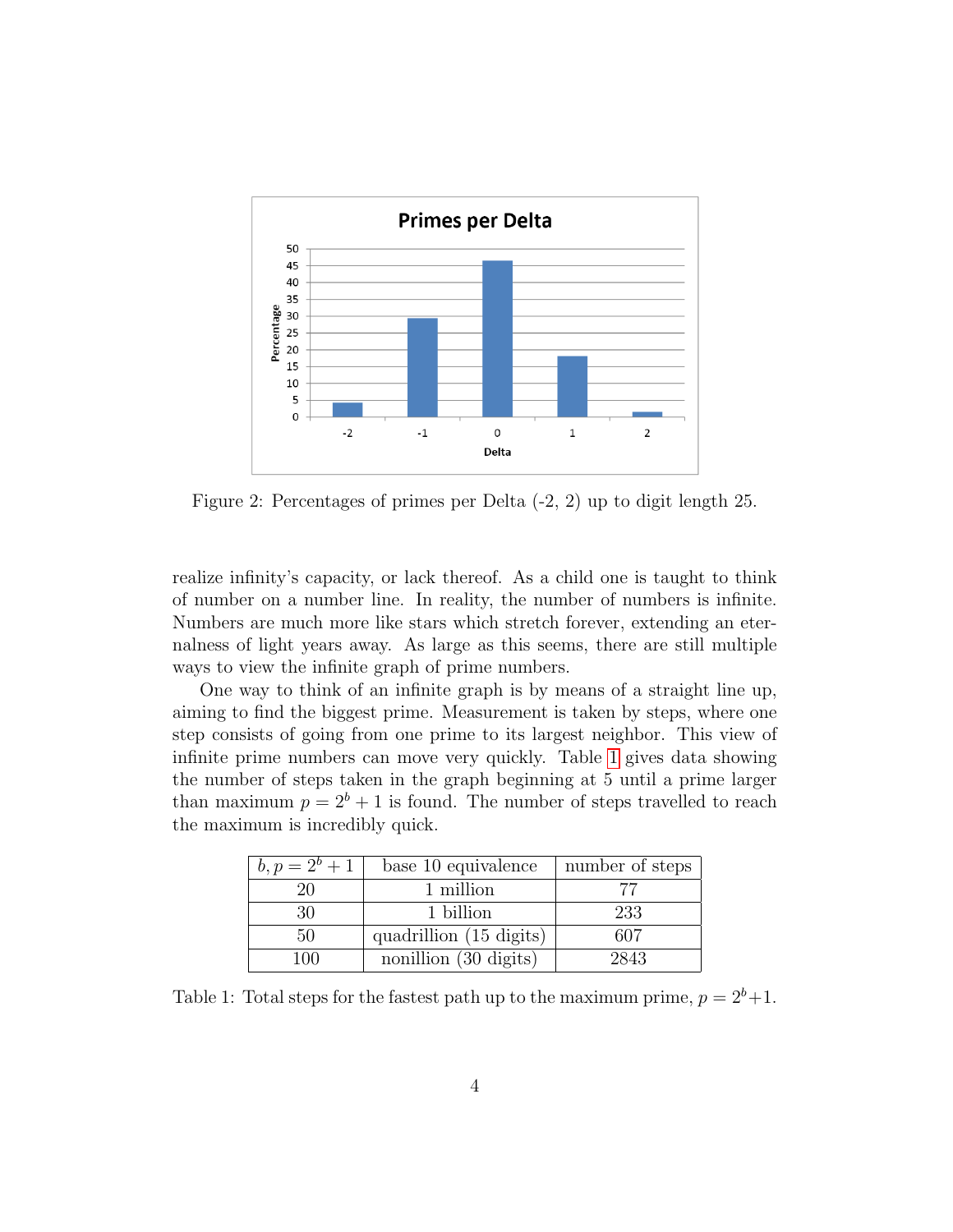Figure 2: Percentages of primes per Delta (-2, 2) up to digit length 25.

realize infinity's capacity, or lack thereof. As a child one is taught to think of number on a number line. In reality, the number of numbers is infinite. Numbers are much more like stars which stretch forever, extending an eternalness of light years away. As large as this seems, there are still multiple ways to view the infinite graph of prime numbers.

One way to think of an infinite graph is by means of a straight line up, aiming to find the biggest prime. Measurement is taken by steps, where one step consists of going from one prime to its largest neighbor. This view of infinite prime numbers can move very quickly. Table 1 gives data showing the number of steps taken in the graph beginning at 5 until a prime larger than maximum $p = 2^b + 1$ is found. The number of steps travelled to reach the maximum is incredibly quick.

| $b, p = 2^b + 1$ | base 10 equivalence | number of steps |
|---|---|---|
| 20 | 1 million | 77 |
| 30 | 1 billion | 233 |
| 50 | quadrillion (15 digits) | 607 |
| 100 | nonillion (30 digits) | 2843 |

Table 1: Total steps for the fastest path up to the maximum prime, $p = 2^b + 1$.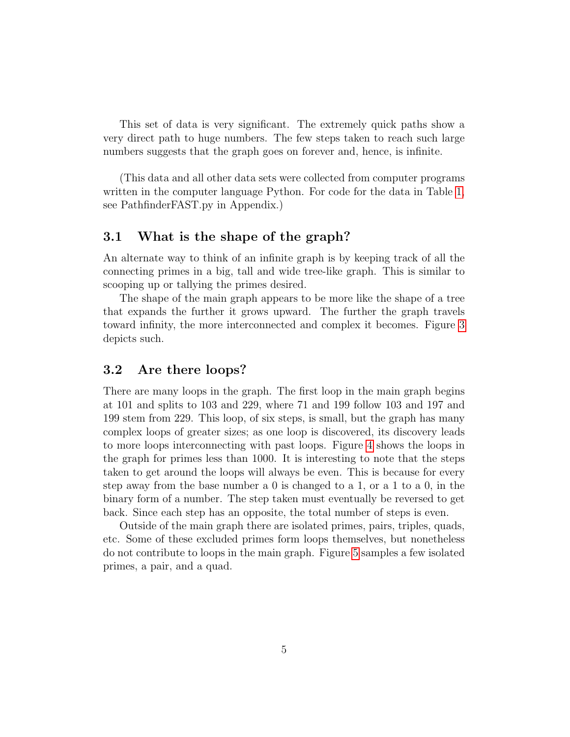This set of data is very significant. The extremely quick paths show a very direct path to huge numbers. The few steps taken to reach such large numbers suggests that the graph goes on forever and, hence, is infinite.

(This data and all other data sets were collected from computer programs written in the computer language Python. For code for the data in Table 1, see PathfinderFAST.py in Appendix.)

### 3.1 What is the shape of the graph?

An alternate way to think of an infinite graph is by keeping track of all the connecting primes in a big, tall and wide tree-like graph. This is similar to scooping up or tallying the primes desired.

The shape of the main graph appears to be more like the shape of a tree that expands the further it grows upward. The further the graph travels toward infinity, the more interconnected and complex it becomes. Figure 3 depicts such.

### 3.2 Are there loops?

There are many loops in the graph. The first loop in the main graph begins at 101 and splits to 103 and 229, where 71 and 199 follow 103 and 197 and 199 stem from 229. This loop, of six steps, is small, but the graph has many complex loops of greater sizes; as one loop is discovered, its discovery leads to more loops interconnecting with past loops. Figure 4 shows the loops in the graph for primes less than 1000. It is interesting to note that the steps taken to get around the loops will always be even. This is because for every step away from the base number a 0 is changed to a 1, or a 1 to a 0, in the binary form of a number. The step taken must eventually be reversed to get back. Since each step has an opposite, the total number of steps is even.

Outside of the main graph there are isolated primes, pairs, triples, quads, etc. Some of these excluded primes form loops themselves, but nonetheless do not contribute to loops in the main graph. Figure 5 samples a few isolated primes, a pair, and a quad.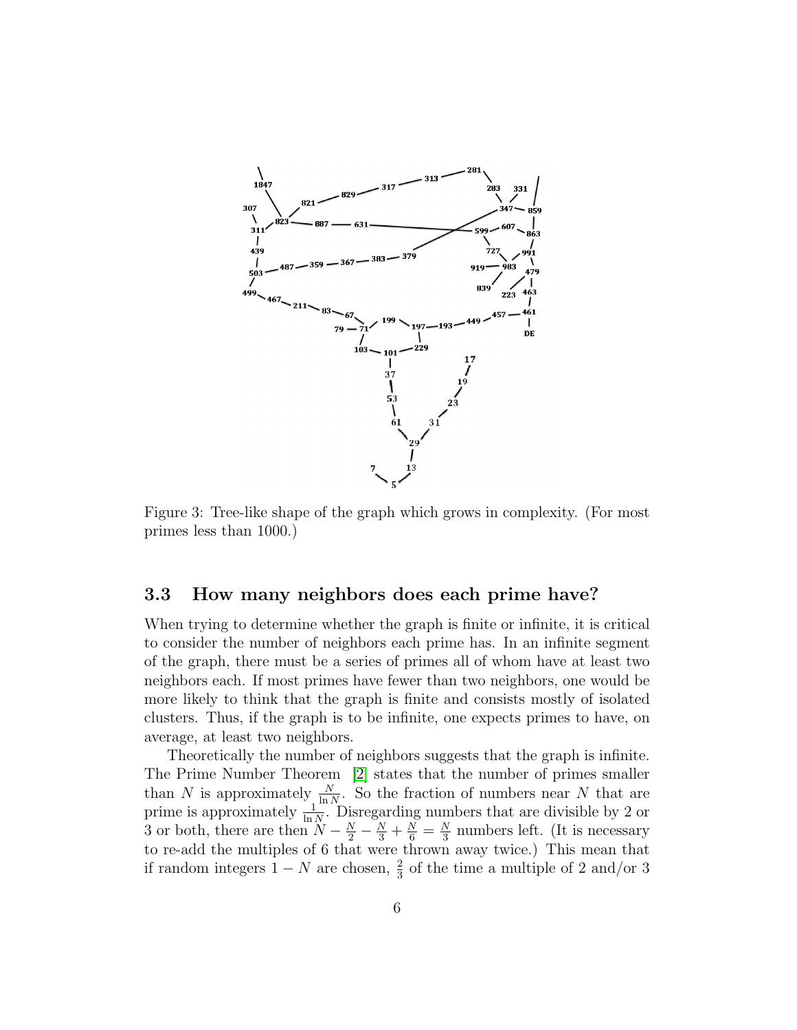Figure 3: Tree-like shape of the graph which grows in complexity. (For most primes less than 1000.)

### 3.3 How many neighbors does each prime have?

When trying to determine whether the graph is finite or infinite, it is critical to consider the number of neighbors each prime has. In an infinite segment of the graph, there must be a series of primes all of whom have at least two neighbors each. If most primes have fewer than two neighbors, one would be more likely to think that the graph is finite and consists mostly of isolated clusters. Thus, if the graph is to be infinite, one expects primes to have, on average, at least two neighbors.

Theoretically the number of neighbors suggests that the graph is infinite. The Prime Number Theorem [2] states that the number of primes smaller than $N$ is approximately $\frac{N}{\ln N}$. So the fraction of numbers near $N$ that are prime is approximately $\frac{1}{\ln N}$. Disregarding numbers that are divisible by 2 or 3 or both, there are then $N - \frac{N}{2} - \frac{N}{3} + \frac{N}{6} = \frac{N}{3}$ numbers left. (It is necessary to re-add the multiples of 6 that were thrown away twice.) This mean that if random integers $1 - N$ are chosen, $\frac{2}{3}$ of the time a multiple of 2 and/or 3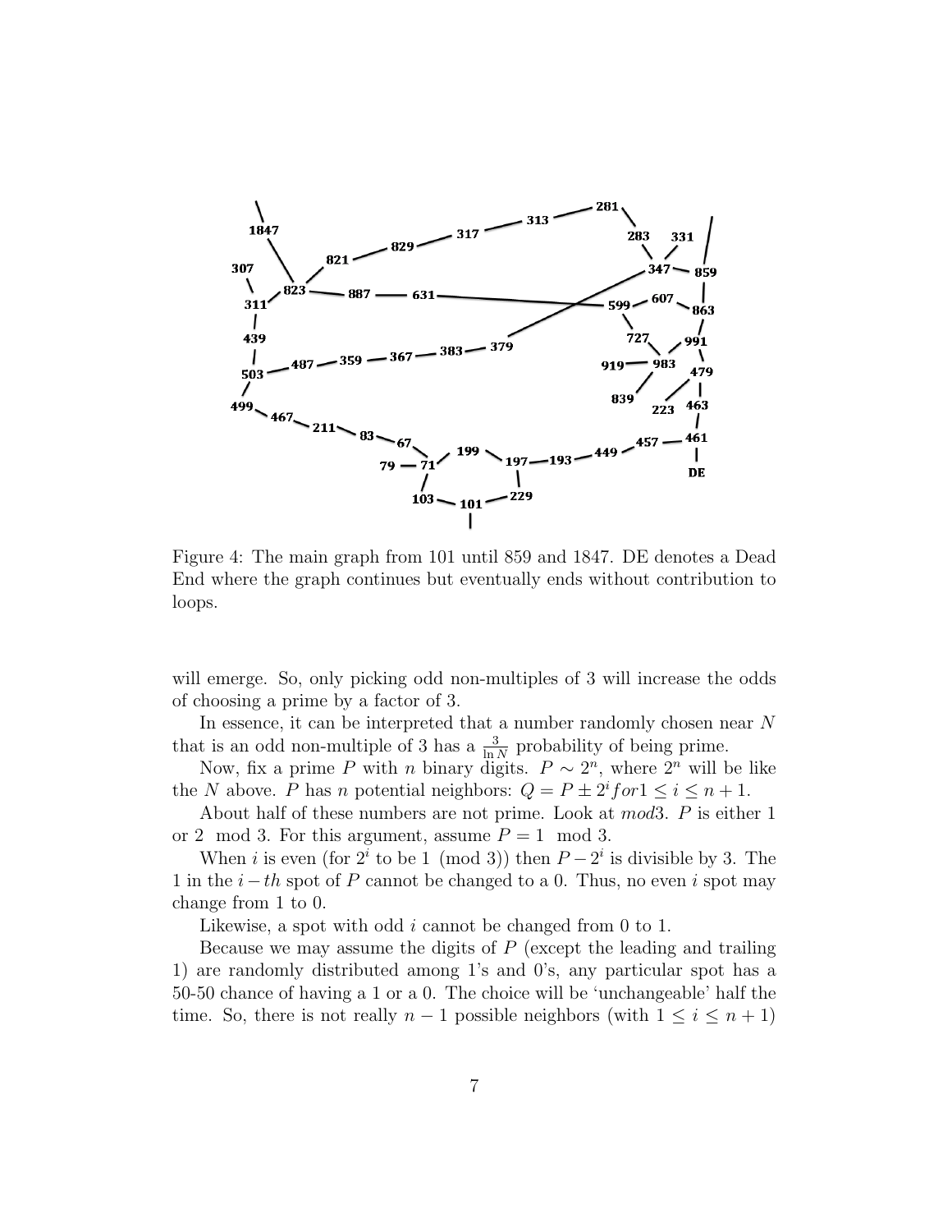Figure 4: The main graph from 101 until 859 and 1847. DE denotes a Dead End where the graph continues but eventually ends without contribution to loops.

will emerge. So, only picking odd non-multiples of 3 will increase the odds of choosing a prime by a factor of 3.

In essence, it can be interpreted that a number randomly chosen near $N$ that is an odd non-multiple of 3 has a $\frac{3}{\ln N}$ probability of being prime.

Now, fix a prime $P$ with $n$ binary digits. $P \sim 2^n$, where $2^n$ will be like the $N$ above. $P$ has $n$ potential neighbors: $Q = P \pm 2^i for 1 \leq i \leq n+1$.

About half of these numbers are not prime. Look at $mod 3$. $P$ is either 1 or 2 mod 3. For this argument, assume $P = 1 \mod 3$.

When $i$ is even (for $2^i$ to be $1 \pmod 3$) then $P - 2^i$ is divisible by 3. The 1 in the $i-th$ spot of $P$ cannot be changed to a 0. Thus, no even $i$ spot may change from 1 to 0.

Likewise, a spot with odd $i$ cannot be changed from 0 to 1.

Because we may assume the digits of $P$ (except the leading and trailing 1) are randomly distributed among 1's and 0's, any particular spot has a 50-50 chance of having a 1 or a 0. The choice will be 'unchangeable' half the time. So, there is not really $n-1$ possible neighbors (with $1 \leq i \leq n+1$)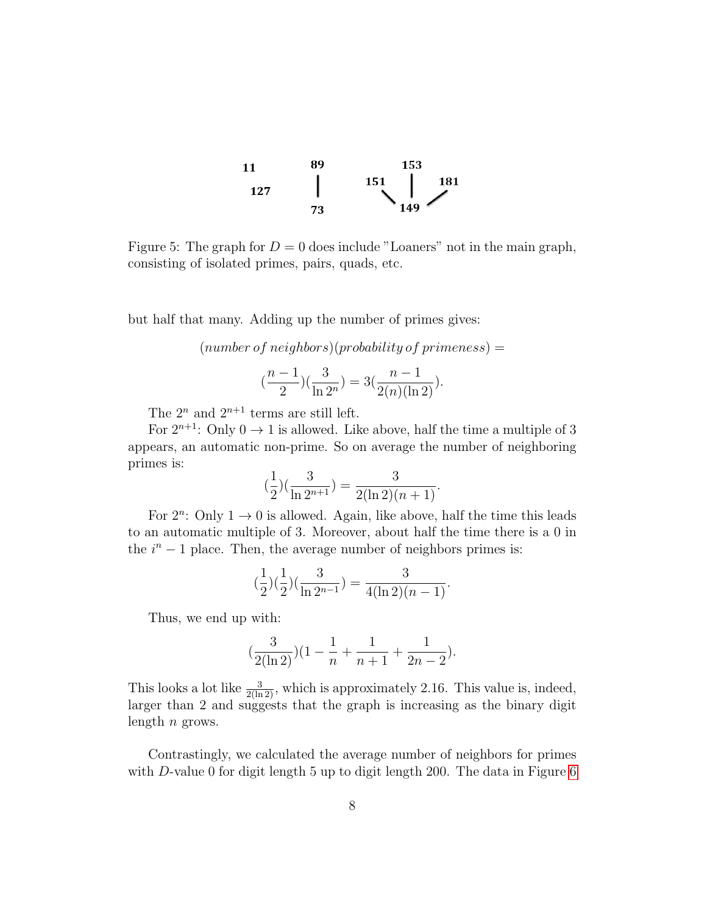11

127

89

73

151

153

181

149

Figure 5: The graph for $D = 0$ does include "Loaners" not in the main graph, consisting of isolated primes, pairs, quads, etc.

but half that many. Adding up the number of primes gives:

$$(number\,of\,neighbors)(probability\,of\,primeness) =$$

$$(\frac{n-1}{2})(\frac{3}{\ln 2^n}) = 3(\frac{n-1}{2(n)(\ln 2)}).$$

The $2^n$ and $2^{n+1}$ terms are still left.

For $2^{n+1}$: Only $0 \to 1$ is allowed. Like above, half the time a multiple of 3 appears, an automatic non-prime. So on average the number of neighboring primes is:

$$(\frac{1}{2})(\frac{3}{\ln 2^{n+1}}) = \frac{3}{2(\ln 2)(n+1)}.$$

For $2^n$: Only $1 \to 0$ is allowed. Again, like above, half the time this leads to an automatic multiple of 3. Moreover, about half the time there is a 0 in the $i^n - 1$ place. Then, the average number of neighbors primes is:

$$(\frac{1}{2})(\frac{1}{2})(\frac{3}{\ln 2^{n-1}}) = \frac{3}{4(\ln 2)(n-1)}.$$

Thus, we end up with:

$$(\frac{3}{2(\ln 2)})(1 - \frac{1}{n} + \frac{1}{n+1} + \frac{1}{2n-2}).$$

This looks a lot like $\frac{3}{2(\ln 2)}$, which is approximately 2.16. This value is, indeed, larger than 2 and suggests that the graph is increasing as the binary digit length $n$ grows.

Contrastingly, we calculated the average number of neighbors for primes with $D$-value 0 for digit length 5 up to digit length 200. The data in Figure 6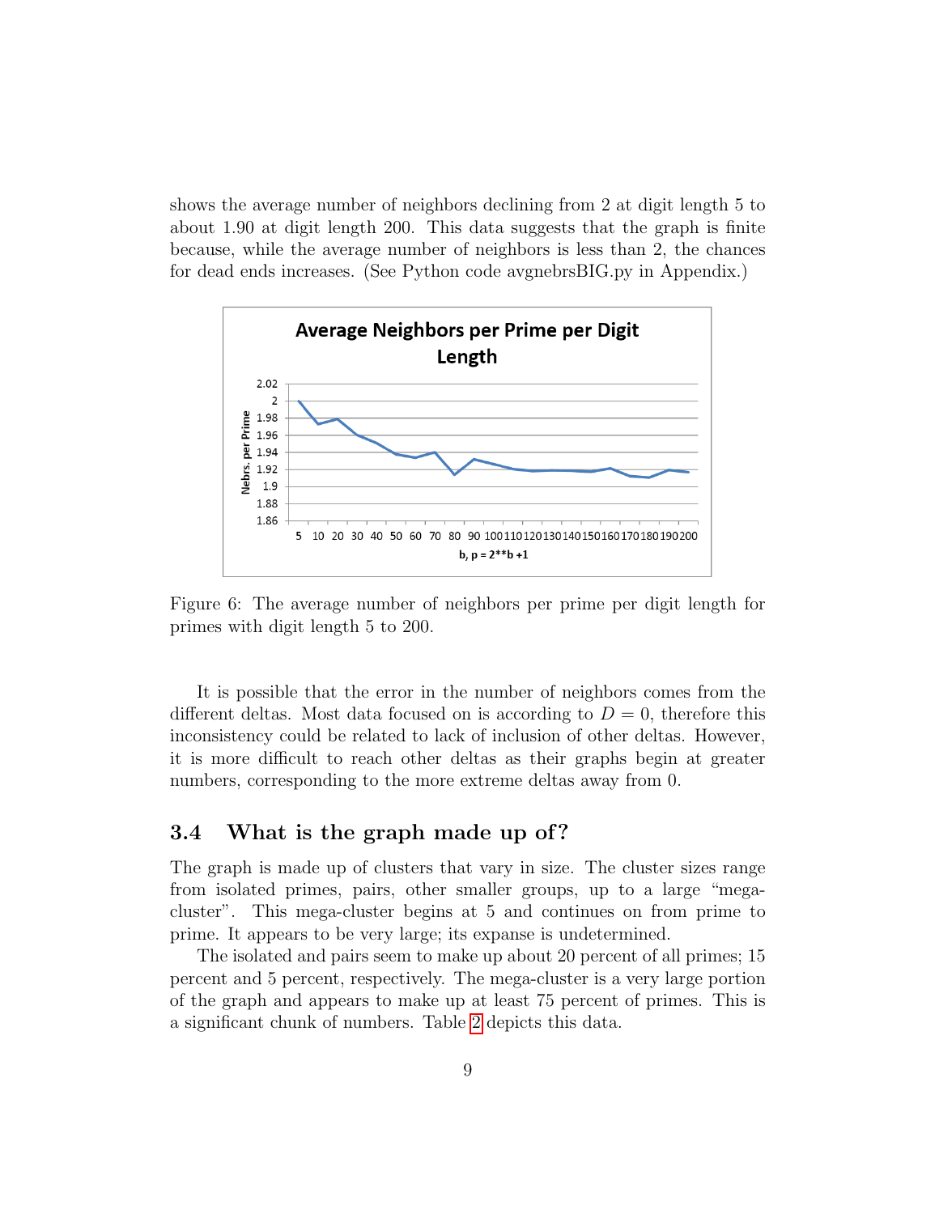shows the average number of neighbors declining from 2 at digit length 5 to about 1.90 at digit length 200. This data suggests that the graph is finite because, while the average number of neighbors is less than 2, the chances for dead ends increases. (See Python code avgnebrsBIG.py in Appendix.)

Figure 6: The average number of neighbors per prime per digit length for primes with digit length 5 to 200.

It is possible that the error in the number of neighbors comes from the different deltas. Most data focused on is according to $D = 0$, therefore this inconsistency could be related to lack of inclusion of other deltas. However, it is more difficult to reach other deltas as their graphs begin at greater numbers, corresponding to the more extreme deltas away from 0.

### 3.4 What is the graph made up of?

The graph is made up of clusters that vary in size. The cluster sizes range from isolated primes, pairs, other smaller groups, up to a large "mega-cluster". This mega-cluster begins at 5 and continues on from prime to prime. It appears to be very large; its expanse is undetermined.

The isolated and pairs seem to make up about 20 percent of all primes; 15 percent and 5 percent, respectively. The mega-cluster is a very large portion of the graph and appears to make up at least 75 percent of primes. This is a significant chunk of numbers. Table 2 depicts this data.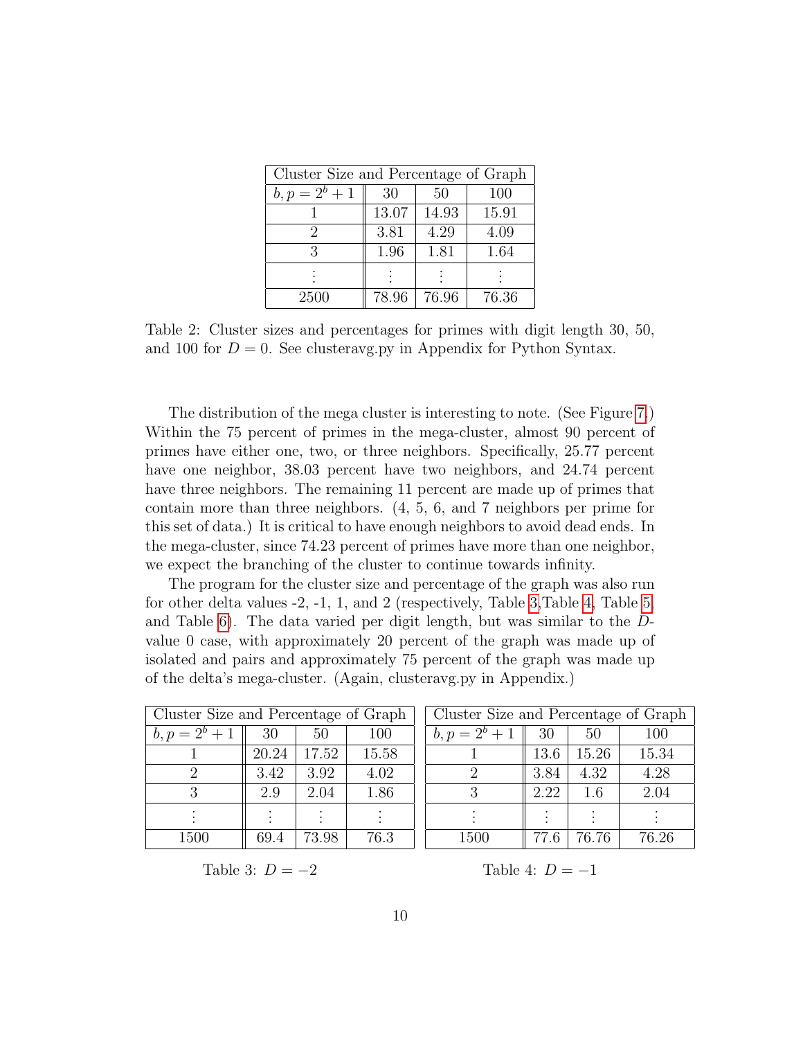| Cluster Size and Percentage of Graph | | | |
|---|---|---|---|
| $b, p = 2^b + 1$ | 30 | 50 | 100 |
| 1 | 13.07 | 14.93 | 15.91 |
| 2 | 3.81 | 4.29 | 4.09 |
| 3 | 1.96 | 1.81 | 1.64 |
| ⋮ | ⋮ | ⋮ | ⋮ |
| 2500 | 78.96 | 76.96 | 76.36 |

Table 2: Cluster sizes and percentages for primes with digit length 30, 50, and 100 for $D = 0$. See clusteravg.py in Appendix for Python Syntax.

The distribution of the mega cluster is interesting to note. (See Figure 7.) Within the 75 percent of primes in the mega-cluster, almost 90 percent of primes have either one, two, or three neighbors. Specifically, 25.77 percent have one neighbor, 38.03 percent have two neighbors, and 24.74 percent have three neighbors. The remaining 11 percent are made up of primes that contain more than three neighbors. (4, 5, 6, and 7 neighbors per prime for this set of data.) It is critical to have enough neighbors to avoid dead ends. In the mega-cluster, since 74.23 percent of primes have more than one neighbor, we expect the branching of the cluster to continue towards infinity.

The program for the cluster size and percentage of the graph was also run for other delta values -2, -1, 1, and 2 (respectively, Table 3,Table 4, Table 5, and Table 6). The data varied per digit length, but was similar to the $D$-value 0 case, with approximately 20 percent of the graph was made up of isolated and pairs and approximately 75 percent of the graph was made up of the delta's mega-cluster. (Again, clusteravg.py in Appendix.)

| Cluster Size and Percentage of Graph | | | |
|---|---|---|---|
| $b, p = 2^b + 1$ | 30 | 50 | 100 |
| 1 | 20.24 | 17.52 | 15.58 |
| 2 | 3.42 | 3.92 | 4.02 |
| 3 | 2.9 | 2.04 | 1.86 |
| ⋮ | ⋮ | ⋮ | ⋮ |
| 1500 | 69.4 | 73.98 | 76.3 |

Table 3: $D = -2$

| Cluster Size and Percentage of Graph | | | |
|---|---|---|---|
| $b, p = 2^b + 1$ | 30 | 50 | 100 |
| 1 | 13.6 | 15.26 | 15.34 |
| 2 | 3.84 | 4.32 | 4.28 |
| 3 | 2.22 | 1.6 | 2.04 |
| ⋮ | ⋮ | ⋮ | ⋮ |
| 1500 | 77.6 | 76.76 | 76.26 |

Table 4: $D = -1$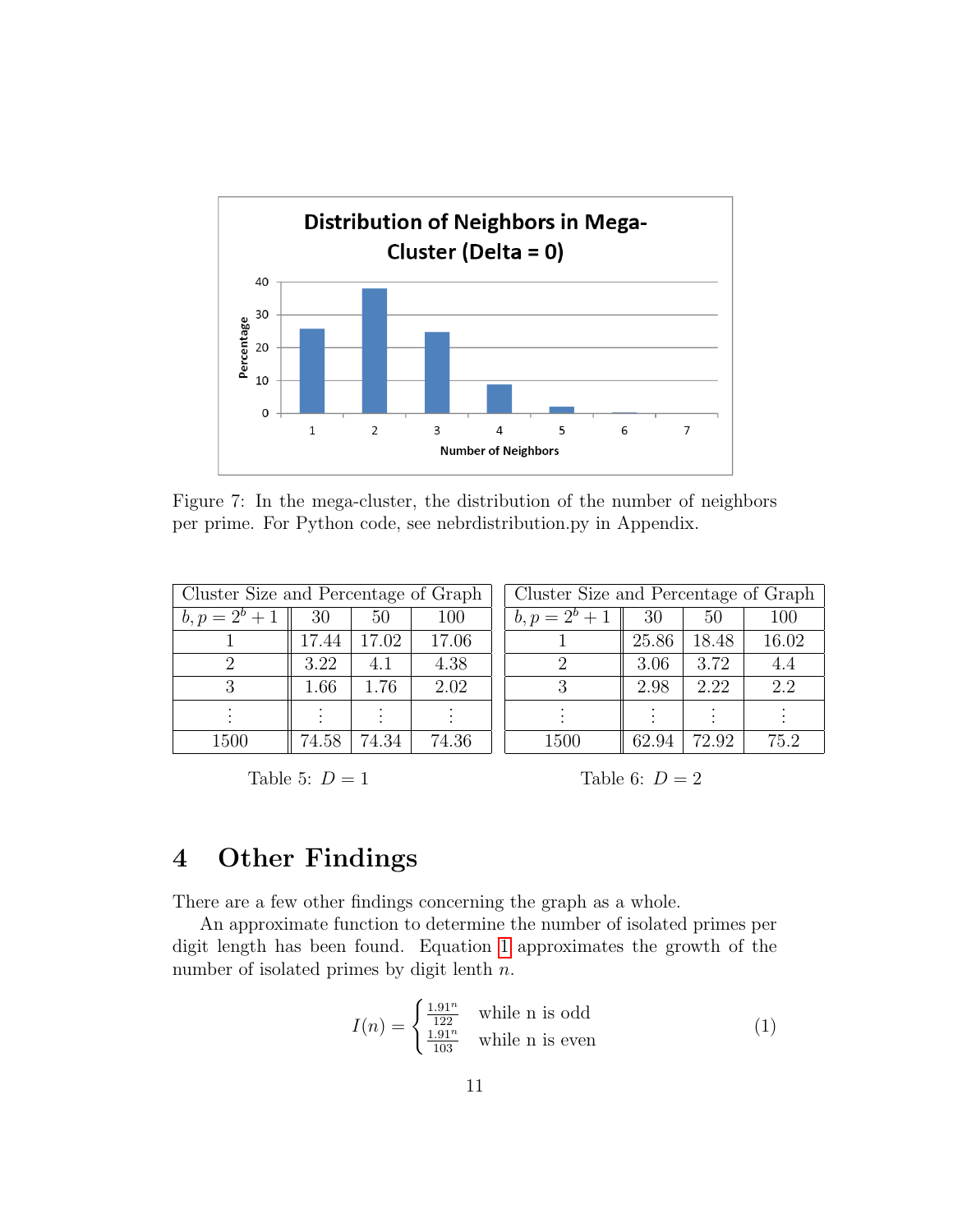Figure 7: In the mega-cluster, the distribution of the number of neighbors per prime. For Python code, see nebrdistribution.py in Appendix.

| Cluster Size and Percentage of Graph | | | |
|---|---|---|---|
| $b, p = 2^b + 1$ | 30 | 50 | 100 |
| 1 | 17.44 | 17.02 | 17.06 |
| 2 | 3.22 | 4.1 | 4.38 |
| 3 | 1.66 | 1.76 | 2.02 |
| ⋮ | ⋮ | ⋮ | ⋮ |
| 1500 | 74.58 | 74.34 | 74.36 |

Table 5: $D = 1$

| Cluster Size and Percentage of Graph | | | |
|---|---|---|---|
| $b, p = 2^b + 1$ | 30 | 50 | 100 |
| 1 | 25.86 | 18.48 | 16.02 |
| 2 | 3.06 | 3.72 | 4.4 |
| 3 | 2.98 | 2.22 | 2.2 |
| ⋮ | ⋮ | ⋮ | ⋮ |
| 1500 | 62.94 | 72.92 | 75.2 |

Table 6: $D = 2$

## 4 Other Findings

There are a few other findings concerning the graph as a whole.

An approximate function to determine the number of isolated primes per digit length has been found. Equation 1 approximates the growth of the number of isolated primes by digit lenth $n$.

$$I(n) = \begin{cases} \frac{1.91^n}{122} & \text{while n is odd} \\ \frac{1.91^n}{103} & \text{while n is even} \end{cases} \tag{1}$$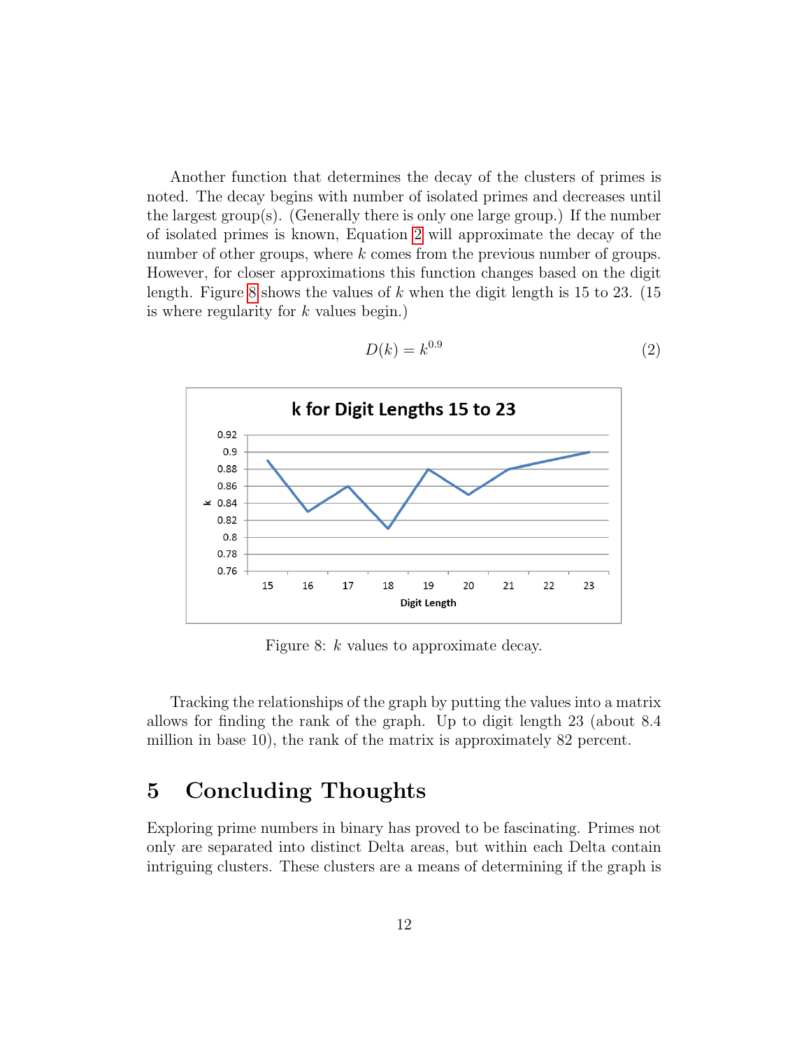Another function that determines the decay of the clusters of primes is noted. The decay begins with number of isolated primes and decreases until the largest group(s). (Generally there is only one large group.) If the number of isolated primes is known, Equation 2 will approximate the decay of the number of other groups, where $k$ comes from the previous number of groups. However, for closer approximations this function changes based on the digit length. Figure 8 shows the values of $k$ when the digit length is 15 to 23. (15 is where regularity for $k$ values begin.)

$$D(k) = k^{0.9} \tag{2}$$

Figure 8: $k$ values to approximate decay.

Tracking the relationships of the graph by putting the values into a matrix allows for finding the rank of the graph. Up to digit length 23 (about 8.4 million in base 10), the rank of the matrix is approximately 82 percent.

# 5 Concluding Thoughts

Exploring prime numbers in binary has proved to be fascinating. Primes not only are separated into distinct Delta areas, but within each Delta contain intriguing clusters. These clusters are a means of determining if the graph is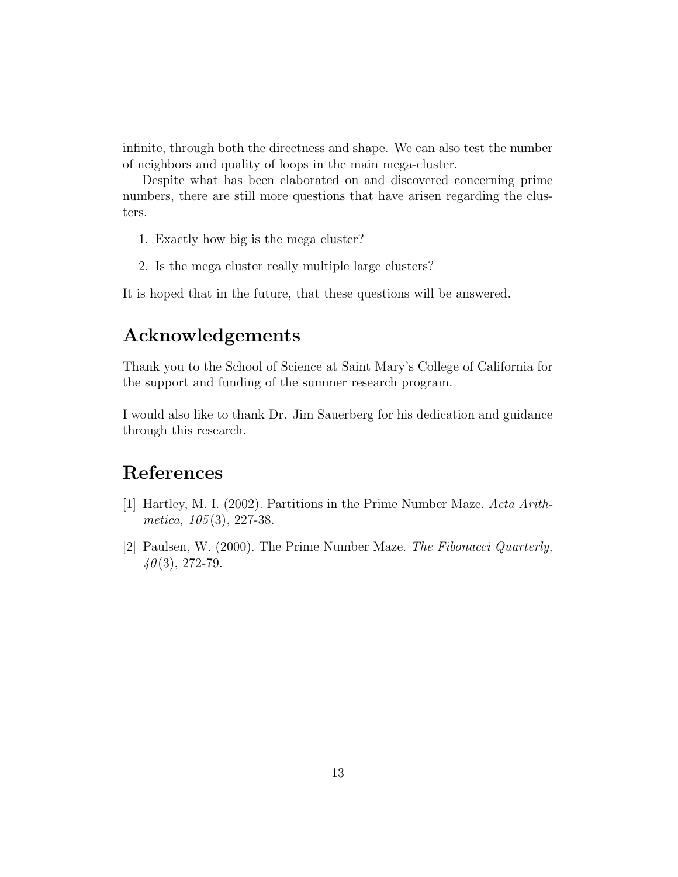infinite, through both the directness and shape. We can also test the number of neighbors and quality of loops in the main mega-cluster.

Despite what has been elaborated on and discovered concerning prime numbers, there are still more questions that have arisen regarding the clusters.

1. Exactly how big is the mega cluster?

2. Is the mega cluster really multiple large clusters?

It is hoped that in the future, that these questions will be answered.

## Acknowledgements

Thank you to the School of Science at Saint Mary's College of California for the support and funding of the summer research program.

I would also like to thank Dr. Jim Sauerberg for his dedication and guidance through this research.

## References

[1] Hartley, M. I. (2002). Partitions in the Prime Number Maze. *Acta Arithmetica, 105*(3), 227-38.

[2] Paulsen, W. (2000). The Prime Number Maze. *The Fibonacci Quarterly, 40*(3), 272-79.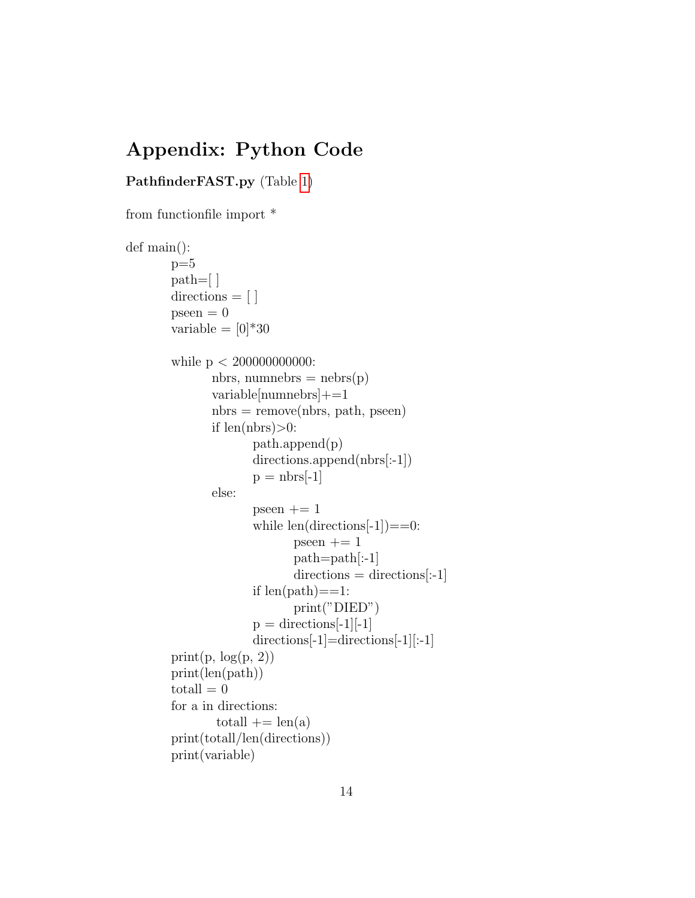## Appendix: Python Code

**PathfinderFAST.py** (Table 1)

```
from functionfile import *

def main():
    p=5
    path=[ ]
    directions = [ ]
    pseen = 0
    variable = [0]*30

    while p < 200000000000:
        nbrs, numnebrs = nebrs(p)
        variable[numnebrs]+=1
        nbrs = remove(nbrs, path, pseen)
        if len(nbrs)>0:
            path.append(p)
            directions.append(nbrs[:-1])
            p = nbrs[-1]
        else:
            pseen += 1
            while len(directions[-1])==0:
                pseen += 1
                path=path[:-1]
                directions = directions[:-1]
            if len(path)==1:
                print("DIED")
            p = directions[-1][-1]
            directions[-1]=directions[-1][:-1]
    print(p, log(p, 2))
    print(len(path))
    totall = 0
    for a in directions:
        totall += len(a)
    print(totall/len(directions))
    print(variable)
```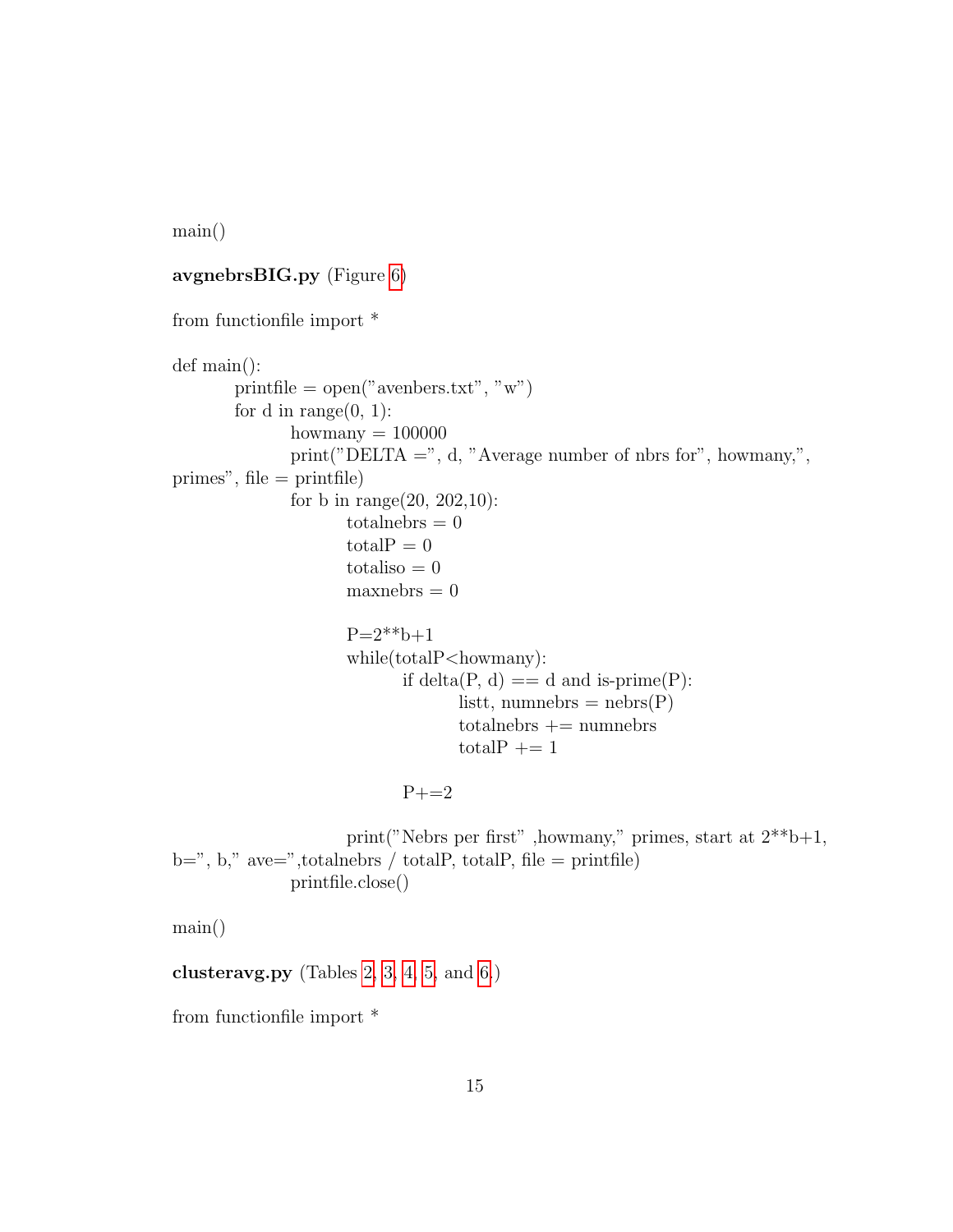```
main()
```

**avgnebrsBIG.py** (Figure 6)

```
from functionfile import *

def main():
        printfile = open("avenbers.txt", "w")
        for d in range(0, 1):
                howmany = 100000
                print("DELTA =", d, "Average number of nbrs for", howmany,",
primes", file = printfile)
                for b in range(20, 202,10):
                        totalnebrs = 0
                        totalP = 0
                        totaliso = 0
                        maxnebrs = 0

                        P=2**b+1
                        while(totalP<howmany):
                                if delta(P, d) == d and is-prime(P):
                                        listt, numnebrs = nebrs(P)
                                        totalnebrs += numnebrs
                                        totalP += 1

                                P+=2

                        print("Nebrs per first" ,howmany," primes, start at 2**b+1,
b=", b," ave=",totalnebrs / totalP, totalP, file = printfile)
                printfile.close()

main()
```

**clusteravg.py** (Tables 2, 3, 4, 5, and 6.)

```
from functionfile import *
```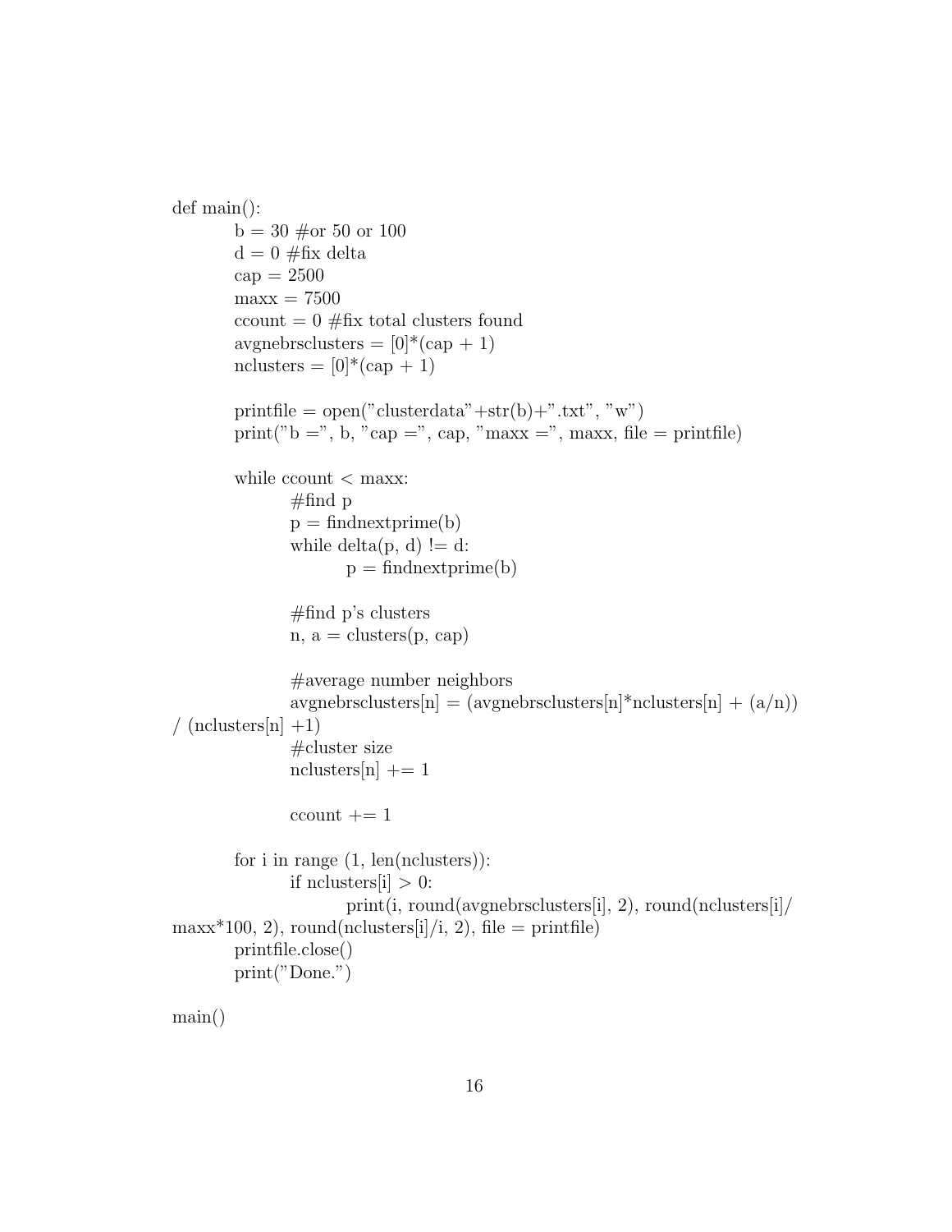```
def main():
	b = 30 #or 50 or 100
	d = 0 #fix delta
	cap = 2500
	maxx = 7500
	ccount = 0 #fix total clusters found
	avgnebrsclusters = [0]*(cap + 1)
	nclusters = [0]*(cap + 1)

	printfile = open("clusterdata"+str(b)+".txt", "w")
	print("b =", b, "cap =", cap, "maxx =", maxx, file = printfile)

	while ccount < maxx:
		#find p
		p = findnextprime(b)
		while delta(p, d) != d:
			p = findnextprime(b)

		#find p's clusters
		n, a = clusters(p, cap)

		#average number neighbors
		avgnebrsclusters[n] = (avgnebrsclusters[n]*nclusters[n] + (a/n))
/ (nclusters[n] +1)
		#cluster size
		nclusters[n] += 1

		ccount += 1

	for i in range (1, len(nclusters)):
		if nclusters[i] > 0:
			print(i, round(avgnebrsclusters[i], 2), round(nclusters[i]/
maxx*100, 2), round(nclusters[i]/i, 2), file = printfile)
	printfile.close()
	print("Done.")

main()
```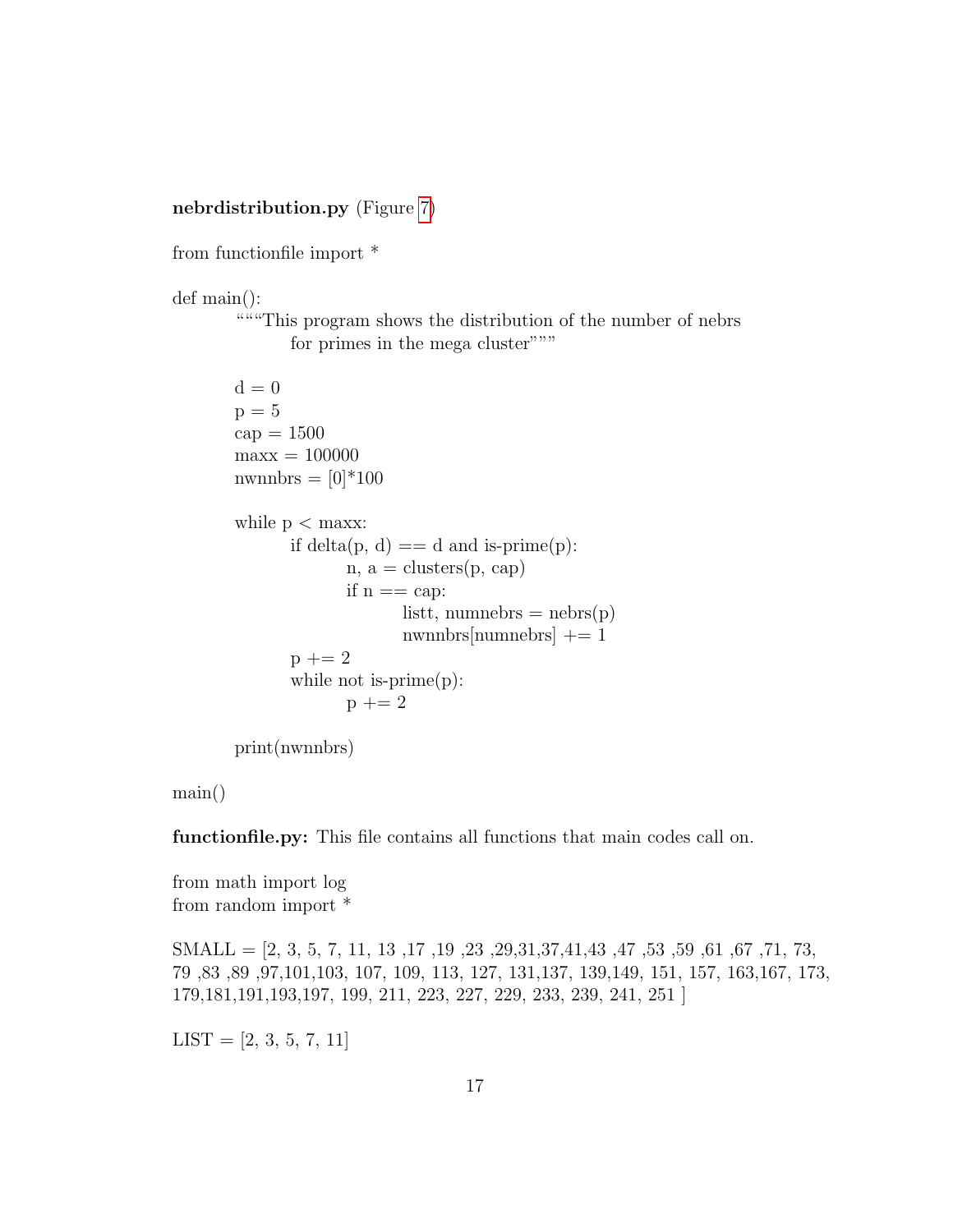**nebrdistribution.py** (Figure 7)

```
from functionfile import *

def main():
        """This program shows the distribution of the number of nebrs
                for primes in the mega cluster"""

        d = 0
        p = 5
        cap = 1500
        maxx = 100000
        nwnnbrs = [0]*100

        while p < maxx:
                if delta(p, d) == d and is-prime(p):
                        n, a = clusters(p, cap)
                        if n == cap:
                                listt, numnebrs = nebrs(p)
                                nwnnbrs[numnebrs] += 1
                p += 2
                while not is-prime(p):
                        p += 2

        print(nwnnbrs)

main()
```

**functionfile.py:** This file contains all functions that main codes call on.

```
from math import log
from random import *

SMALL = [2, 3, 5, 7, 11, 13 ,17 ,19 ,23 ,29,31,37,41,43 ,47 ,53 ,59 ,61 ,67 ,71, 73,
79 ,83 ,89 ,97,101,103, 107, 109, 113, 127, 131,137, 139,149, 151, 157, 163,167, 173,
179,181,191,193,197, 199, 211, 223, 227, 229, 233, 239, 241, 251 ]

LIST = [2, 3, 5, 7, 11]
```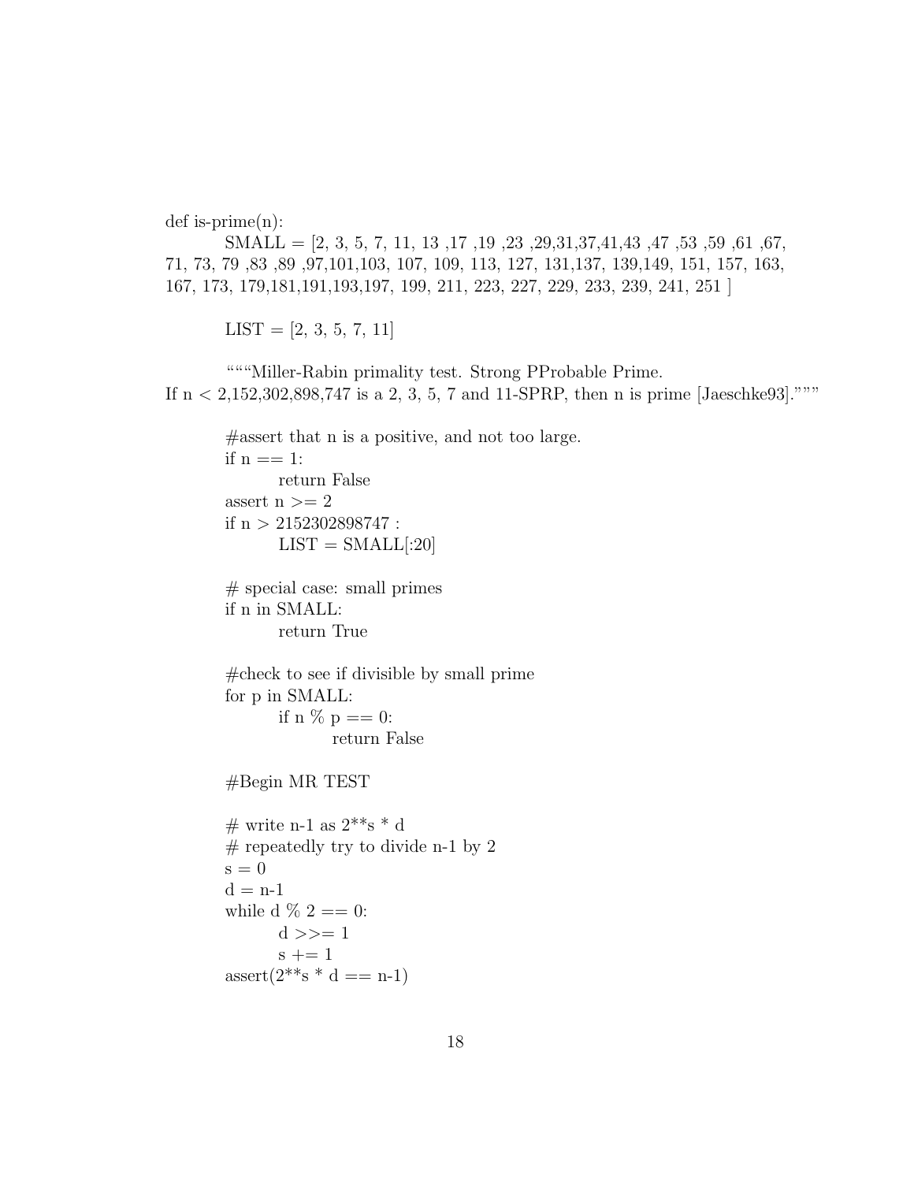```
def is-prime(n):
        SMALL = [2, 3, 5, 7, 11, 13 ,17 ,19 ,23 ,29,31,37,41,43 ,47 ,53 ,59 ,61 ,67,
71, 73, 79 ,83 ,89 ,97,101,103, 107, 109, 113, 127, 131,137, 139,149, 151, 157, 163,
167, 173, 179,181,191,193,197, 199, 211, 223, 227, 229, 233, 239, 241, 251 ]

        LIST = [2, 3, 5, 7, 11]

        """Miller-Rabin primality test. Strong PProbable Prime.
If n < 2,152,302,898,747 is a 2, 3, 5, 7 and 11-SPRP, then n is prime [Jaeschke93]."""

        #assert that n is a positive, and not too large.
        if n == 1:
                return False
        assert n >= 2
        if n > 2152302898747 :
                LIST = SMALL[:20]

        # special case: small primes
        if n in SMALL:
                return True

        #check to see if divisible by small prime
        for p in SMALL:
                if n % p == 0:
                        return False

        #Begin MR TEST

        # write n-1 as 2**s * d
        # repeatedly try to divide n-1 by 2
        s = 0
        d = n-1
        while d % 2 == 0:
                d >>= 1
                s += 1
        assert(2**s * d == n-1)
```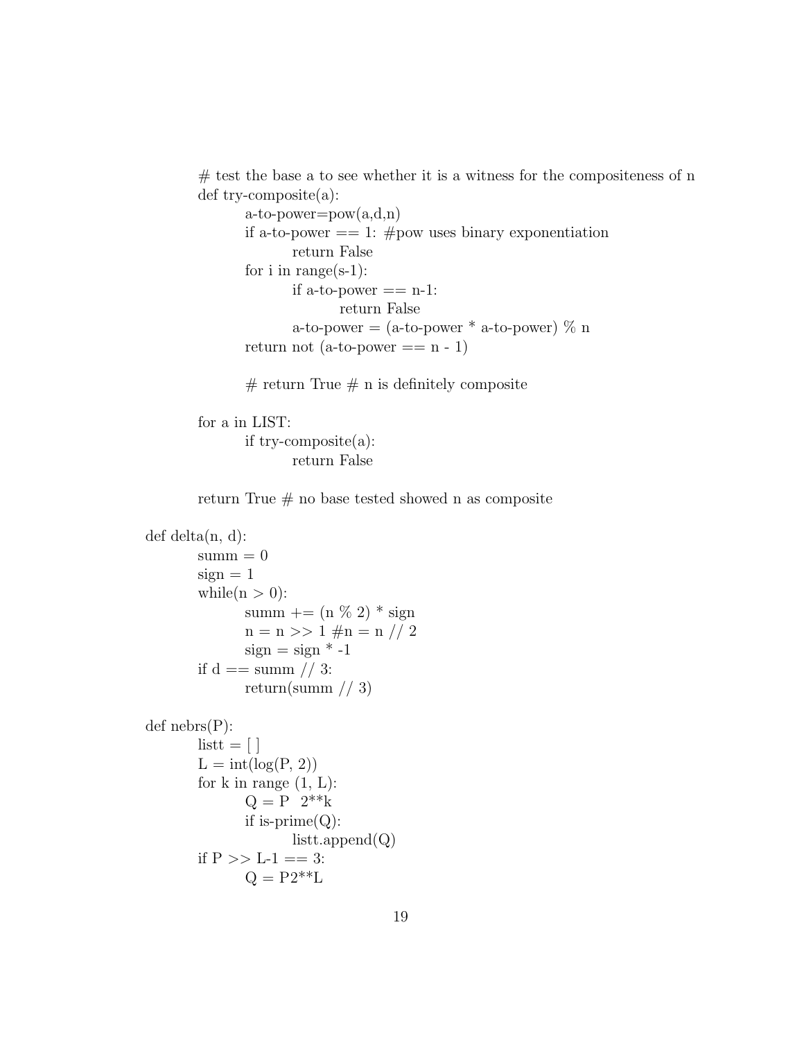```
        # test the base a to see whether it is a witness for the compositeness of n
        def try-composite(a):
                a-to-power=pow(a,d,n)
                if a-to-power == 1: #pow uses binary exponentiation
                        return False
                for i in range(s-1):
                        if a-to-power == n-1:
                                return False
                        a-to-power = (a-to-power * a-to-power) % n
                return not (a-to-power == n - 1)

                # return True # n is definitely composite

        for a in LIST:
                if try-composite(a):
                        return False

        return True # no base tested showed n as composite

def delta(n, d):
        summ = 0
        sign = 1
        while(n > 0):
                summ += (n % 2) * sign
                n = n >> 1 #n = n // 2
                sign = sign * -1
        if d == summ // 3:
                return(summ // 3)

def nebrs(P):
        listt = [ ]
        L = int(log(P, 2))
        for k in range (1, L):
                Q = P  2**k
                if is-prime(Q):
                        listt.append(Q)
        if P >> L-1 == 3:
                Q = P2**L
```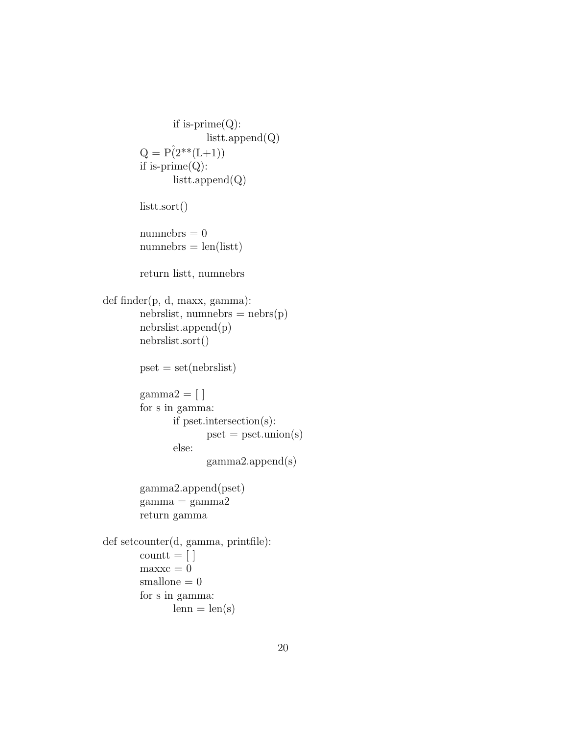```
            if is-prime(Q):
                listt.append(Q)
    Q = P^(2**(L+1))
    if is-prime(Q):
        listt.append(Q)

    listt.sort()

    numnebrs = 0
    numnebrs = len(listt)

    return listt, numnebrs

def finder(p, d, maxx, gamma):
    nebrslist, numnebrs = nebrs(p)
    nebrslist.append(p)
    nebrslist.sort()

    pset = set(nebrslist)

    gamma2 = [ ]
    for s in gamma:
        if pset.intersection(s):
            pset = pset.union(s)
        else:
            gamma2.append(s)

    gamma2.append(pset)
    gamma = gamma2
    return gamma

def setcounter(d, gamma, printfile):
    countt = [ ]
    maxxc = 0
    smallone = 0
    for s in gamma:
        lenn = len(s)
```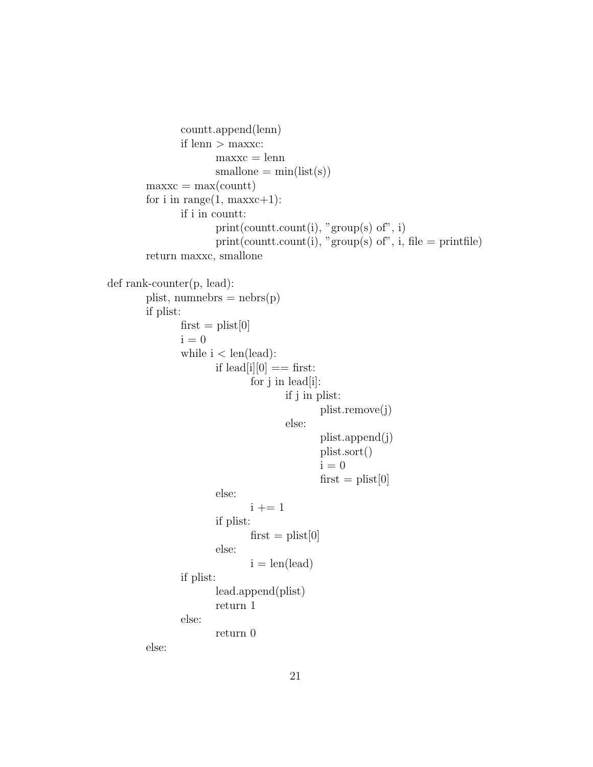```
                countt.append(lenn)
                if lenn > maxxc:
                        maxxc = lenn
                        smallone = min(list(s))
        maxxc = max(countt)
        for i in range(1, maxxc+1):
                if i in countt:
                        print(countt.count(i), "group(s) of", i)
                        print(countt.count(i), "group(s) of", i, file = printfile)
        return maxxc, smallone

def rank-counter(p, lead):
        plist, numnebrs = nebrs(p)
        if plist:
                first = plist[0]
                i = 0
                while i < len(lead):
                        if lead[i][0] == first:
                                for j in lead[i]:
                                        if j in plist:
                                                plist.remove(j)
                                        else:
                                                plist.append(j)
                                                plist.sort()
                                                i = 0
                                                first = plist[0]
                        else:
                                i += 1
                        if plist:
                                first = plist[0]
                        else:
                                i = len(lead)
                if plist:
                        lead.append(plist)
                        return 1
                else:
                        return 0
        else:
```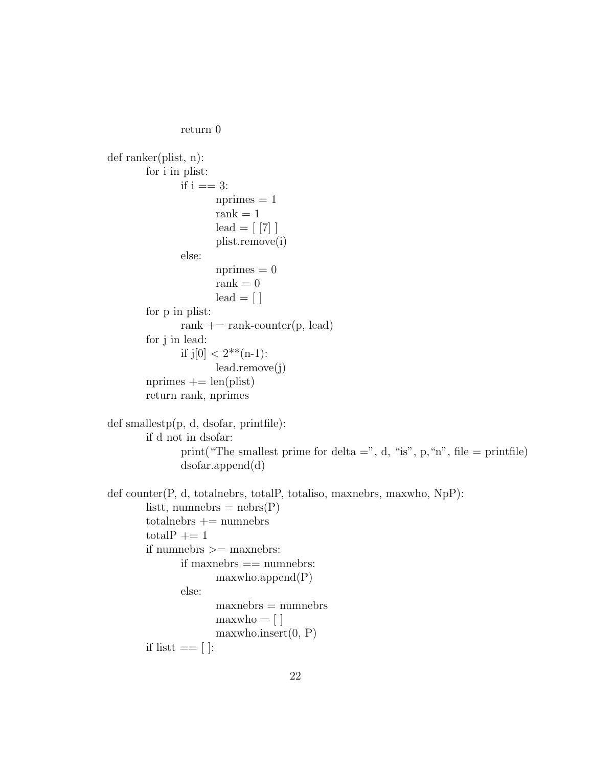```
                return 0

def ranker(plist, n):
        for i in plist:
                if i == 3:
                        nprimes = 1
                        rank = 1
                        lead = [ [7] ]
                        plist.remove(i)
                else:
                        nprimes = 0
                        rank = 0
                        lead = [ ]
        for p in plist:
                rank += rank-counter(p, lead)
        for j in lead:
                if j[0] < 2**(n-1):
                        lead.remove(j)
        nprimes += len(plist)
        return rank, nprimes

def smallestp(p, d, dsofar, printfile):
        if d not in dsofar:
                print("The smallest prime for delta =", d, "is", p,"n", file = printfile)
                dsofar.append(d)

def counter(P, d, totalnebrs, totalP, totaliso, maxnebrs, maxwho, NpP):
        listt, numnebrs = nebrs(P)
        totalnebrs += numnebrs
        totalP += 1
        if numnebrs >= maxnebrs:
                if maxnebrs == numnebrs:
                        maxwho.append(P)
                else:
                        maxnebrs = numnebrs
                        maxwho = [ ]
                        maxwho.insert(0, P)
        if listt == [ ]:
```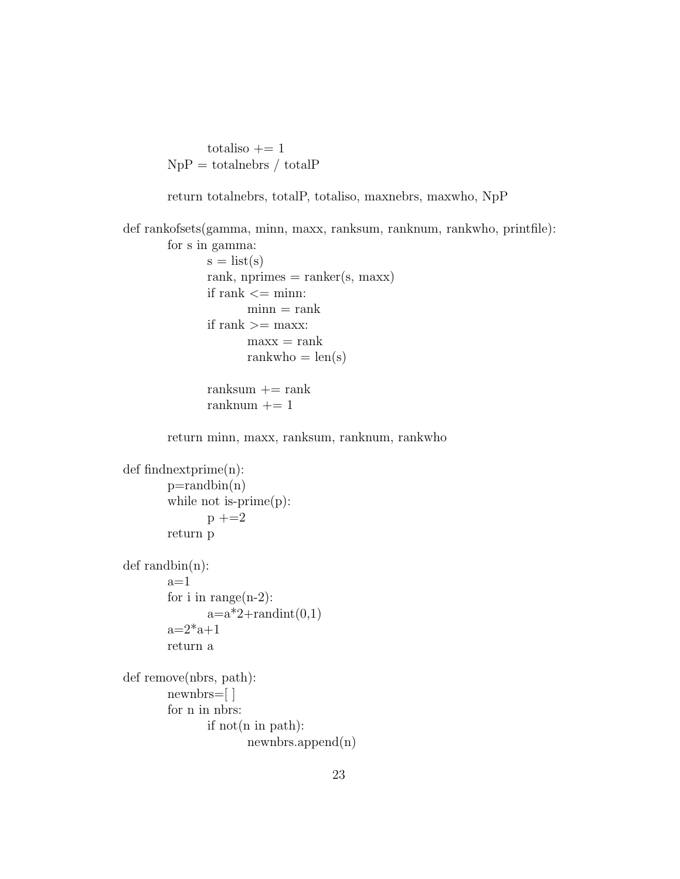```
            totaliso += 1
        NpP = totalnebrs / totalP

        return totalnebrs, totalP, totaliso, maxnebrs, maxwho, NpP

def rankofsets(gamma, minn, maxx, ranksum, ranknum, rankwho, printfile):
        for s in gamma:
            s = list(s)
            rank, nprimes = ranker(s, maxx)
            if rank <= minn:
                minn = rank
            if rank >= maxx:
                maxx = rank
                rankwho = len(s)

            ranksum += rank
            ranknum += 1

        return minn, maxx, ranksum, ranknum, rankwho

def findnextprime(n):
        p=randbin(n)
        while not is-prime(p):
            p +=2
        return p

def randbin(n):
        a=1
        for i in range(n-2):
            a=a*2+randint(0,1)
        a=2*a+1
        return a

def remove(nbrs, path):
        newnbrs=[ ]
        for n in nbrs:
            if not(n in path):
                newnbrs.append(n)
```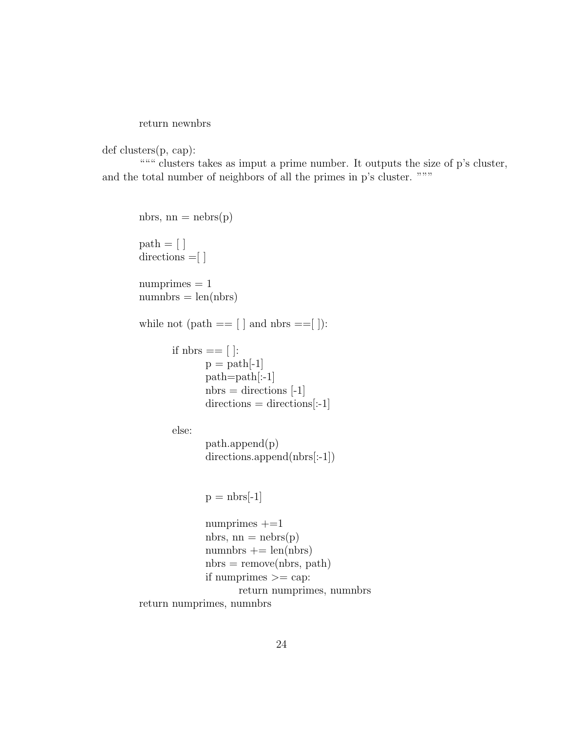```
        return newnbrs

def clusters(p, cap):
        """ clusters takes as imput a prime number. It outputs the size of p's cluster,
and the total number of neighbors of all the primes in p's cluster. """


        nbrs, nn = nebrs(p)

        path = [ ]
        directions =[ ]

        numprimes = 1
        numnbrs = len(nbrs)

        while not (path == [ ] and nbrs ==[ ]):

                if nbrs == [ ]:
                        p = path[-1]
                        path=path[:-1]
                        nbrs = directions [-1]
                        directions = directions[:-1]

                else:
                        path.append(p)
                        directions.append(nbrs[:-1])


                        p = nbrs[-1]

                        numprimes +=1
                        nbrs, nn = nebrs(p)
                        numnbrs += len(nbrs)
                        nbrs = remove(nbrs, path)
                        if numprimes >= cap:
                                return numprimes, numnbrs
        return numprimes, numnbrs
```